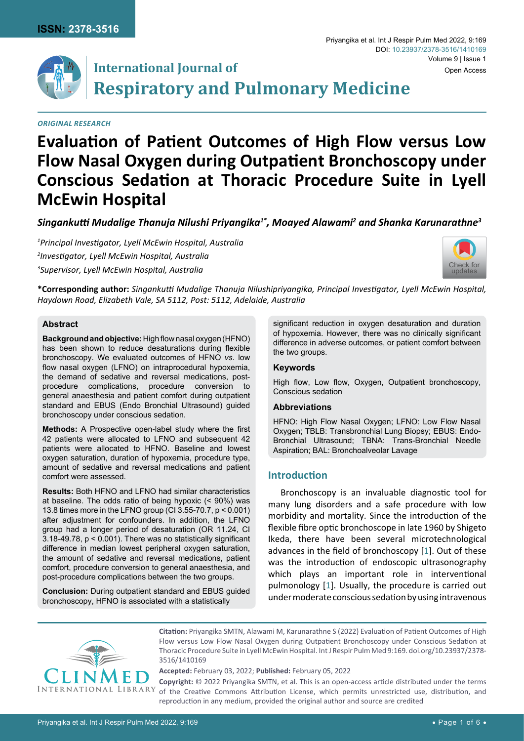ORIGINAL RESEARCH

# Evaluation of Patient Outcomes of High Flow versus Low Flow Nasal Oxygen during Outpatient Bronchoscopy under Conscious Sedation at Thoracic Procedure Suite in Lyell McEwin Hospital

***Singankutti Mudalige Thanuja Nilushi Priyangika[1*], Moayed Alawami[2] and Shanka Karunarathne[3]***

*[1]Principal Investigator, Lyell McEwin Hospital, Australia*
*[2]Investigator, Lyell McEwin Hospital, Australia*
*[3]Supervisor, Lyell McEwin Hospital, Australia*

**\*Corresponding author:** *Singankutti Mudalige Thanuja Nilushipriyangika, Principal Investigator, Lyell McEwin Hospital, Haydown Road, Elizabeth Vale, SA 5112, Post: 5112, Adelaide, Australia*

## Abstract

**Background and objective:** High flow nasal oxygen (HFNO) has been shown to reduce desaturations during flexible bronchoscopy. We evaluated outcomes of HFNO *vs*. low flow nasal oxygen (LFNO) on intraprocedural hypoxemia, the demand of sedative and reversal medications, post-procedure complications, procedure conversion to general anaesthesia and patient comfort during outpatient standard and EBUS (Endo Bronchial Ultrasound) guided bronchoscopy under conscious sedation.

**Methods:** A Prospective open-label study where the first 42 patients were allocated to LFNO and subsequent 42 patients were allocated to HFNO. Baseline and lowest oxygen saturation, duration of hypoxemia, procedure type, amount of sedative and reversal medications and patient comfort were assessed.

**Results:** Both HFNO and LFNO had similar characteristics at baseline. The odds ratio of being hypoxic (< 90%) was 13.8 times more in the LFNO group (CI 3.55-70.7, $p < 0.001$) after adjustment for confounders. In addition, the LFNO group had a longer period of desaturation (OR 11.24, CI 3.18-49.78, $p < 0.001$). There was no statistically significant difference in median lowest peripheral oxygen saturation, the amount of sedative and reversal medications, patient comfort, procedure conversion to general anaesthesia, and post-procedure complications between the two groups.

**Conclusion:** During outpatient standard and EBUS guided bronchoscopy, HFNO is associated with a statistically significant reduction in oxygen desaturation and duration of hypoxemia. However, there was no clinically significant difference in adverse outcomes, or patient comfort between the two groups.

### Keywords

High flow, Low flow, Oxygen, Outpatient bronchoscopy, Conscious sedation

### Abbreviations

HFNO: High Flow Nasal Oxygen; LFNO: Low Flow Nasal Oxygen; TBLB: Transbronchial Lung Biopsy; EBUS: Endo-Bronchial Ultrasound; TBNA: Trans-Bronchial Needle Aspiration; BAL: Bronchoalveolar Lavage

## Introduction

Bronchoscopy is an invaluable diagnostic tool for many lung disorders and a safe procedure with low morbidity and mortality. Since the introduction of the flexible fibre optic bronchoscope in late 1960 by Shigeto Ikeda, there have been several microtechnological advances in the field of bronchoscopy [1]. Out of these was the introduction of endoscopic ultrasonography which plays an important role in interventional pulmonology [1]. Usually, the procedure is carried out under moderate conscious sedation by using intravenous

**Citation:** Priyangika SMTN, Alawami M, Karunarathne S (2022) Evaluation of Patient Outcomes of High Flow versus Low Flow Nasal Oxygen during Outpatient Bronchoscopy under Conscious Sedation at Thoracic Procedure Suite in Lyell McEwin Hospital. Int J Respir Pulm Med 9:169. doi.org/10.23937/2378-3516/1410169

**Accepted:** February 03, 2022; **Published:** February 05, 2022

**Copyright:** © 2022 Priyangika SMTN, et al. This is an open-access article distributed under the terms of the Creative Commons Attribution License, which permits unrestricted use, distribution, and reproduction in any medium, provided the original author and source are credited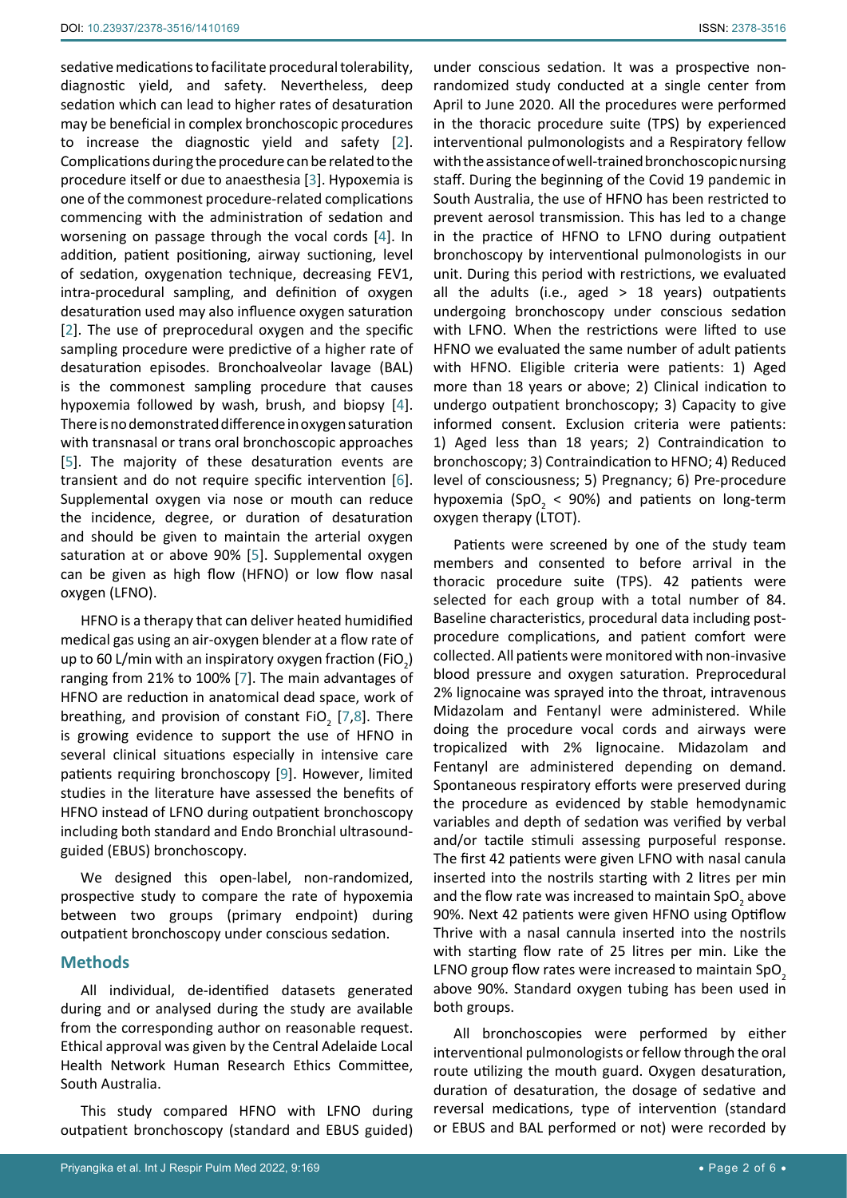sedative medications to facilitate procedural tolerability, diagnostic yield, and safety. Nevertheless, deep sedation which can lead to higher rates of desaturation may be beneficial in complex bronchoscopic procedures to increase the diagnostic yield and safety [2]. Complications during the procedure can be related to the procedure itself or due to anaesthesia [3]. Hypoxemia is one of the commonest procedure-related complications commencing with the administration of sedation and worsening on passage through the vocal cords [4]. In addition, patient positioning, airway suctioning, level of sedation, oxygenation technique, decreasing FEV1, intra-procedural sampling, and definition of oxygen desaturation used may also influence oxygen saturation [2]. The use of preprocedural oxygen and the specific sampling procedure were predictive of a higher rate of desaturation episodes. Bronchoalveolar lavage (BAL) is the commonest sampling procedure that causes hypoxemia followed by wash, brush, and biopsy [4]. There is no demonstrated difference in oxygen saturation with transnasal or trans oral bronchoscopic approaches [5]. The majority of these desaturation events are transient and do not require specific intervention [6]. Supplemental oxygen via nose or mouth can reduce the incidence, degree, or duration of desaturation and should be given to maintain the arterial oxygen saturation at or above 90% [5]. Supplemental oxygen can be given as high flow (HFNO) or low flow nasal oxygen (LFNO).

HFNO is a therapy that can deliver heated humidified medical gas using an air-oxygen blender at a flow rate of up to 60 L/min with an inspiratory oxygen fraction ($FiO_2$) ranging from 21% to 100% [7]. The main advantages of HFNO are reduction in anatomical dead space, work of breathing, and provision of constant $FiO_2$ [7,8]. There is growing evidence to support the use of HFNO in several clinical situations especially in intensive care patients requiring bronchoscopy [9]. However, limited studies in the literature have assessed the benefits of HFNO instead of LFNO during outpatient bronchoscopy including both standard and Endo Bronchial ultrasound-guided (EBUS) bronchoscopy.

We designed this open-label, non-randomized, prospective study to compare the rate of hypoxemia between two groups (primary endpoint) during outpatient bronchoscopy under conscious sedation.

## Methods

All individual, de-identified datasets generated during and or analysed during the study are available from the corresponding author on reasonable request. Ethical approval was given by the Central Adelaide Local Health Network Human Research Ethics Committee, South Australia.

This study compared HFNO with LFNO during outpatient bronchoscopy (standard and EBUS guided) under conscious sedation. It was a prospective non-randomized study conducted at a single center from April to June 2020. All the procedures were performed in the thoracic procedure suite (TPS) by experienced interventional pulmonologists and a Respiratory fellow with the assistance of well-trained bronchoscopic nursing staff. During the beginning of the Covid 19 pandemic in South Australia, the use of HFNO has been restricted to prevent aerosol transmission. This has led to a change in the practice of HFNO to LFNO during outpatient bronchoscopy by interventional pulmonologists in our unit. During this period with restrictions, we evaluated all the adults (i.e., aged > 18 years) outpatients undergoing bronchoscopy under conscious sedation with LFNO. When the restrictions were lifted to use HFNO we evaluated the same number of adult patients with HFNO. Eligible criteria were patients: 1) Aged more than 18 years or above; 2) Clinical indication to undergo outpatient bronchoscopy; 3) Capacity to give informed consent. Exclusion criteria were patients: 1) Aged less than 18 years; 2) Contraindication to bronchoscopy; 3) Contraindication to HFNO; 4) Reduced level of consciousness; 5) Pregnancy; 6) Pre-procedure hypoxemia ($SpO_2$ < 90%) and patients on long-term oxygen therapy (LTOT).

Patients were screened by one of the study team members and consented to before arrival in the thoracic procedure suite (TPS). 42 patients were selected for each group with a total number of 84. Baseline characteristics, procedural data including post-procedure complications, and patient comfort were collected. All patients were monitored with non-invasive blood pressure and oxygen saturation. Preprocedural 2% lignocaine was sprayed into the throat, intravenous Midazolam and Fentanyl were administered. While doing the procedure vocal cords and airways were tropicalized with 2% lignocaine. Midazolam and Fentanyl are administered depending on demand. Spontaneous respiratory efforts were preserved during the procedure as evidenced by stable hemodynamic variables and depth of sedation was verified by verbal and/or tactile stimuli assessing purposeful response. The first 42 patients were given LFNO with nasal canula inserted into the nostrils starting with 2 litres per min and the flow rate was increased to maintain $SpO_2$ above 90%. Next 42 patients were given HFNO using Optiflow Thrive with a nasal cannula inserted into the nostrils with starting flow rate of 25 litres per min. Like the LFNO group flow rates were increased to maintain $SpO_2$ above 90%. Standard oxygen tubing has been used in both groups.

All bronchoscopies were performed by either interventional pulmonologists or fellow through the oral route utilizing the mouth guard. Oxygen desaturation, duration of desaturation, the dosage of sedative and reversal medications, type of intervention (standard or EBUS and BAL performed or not) were recorded by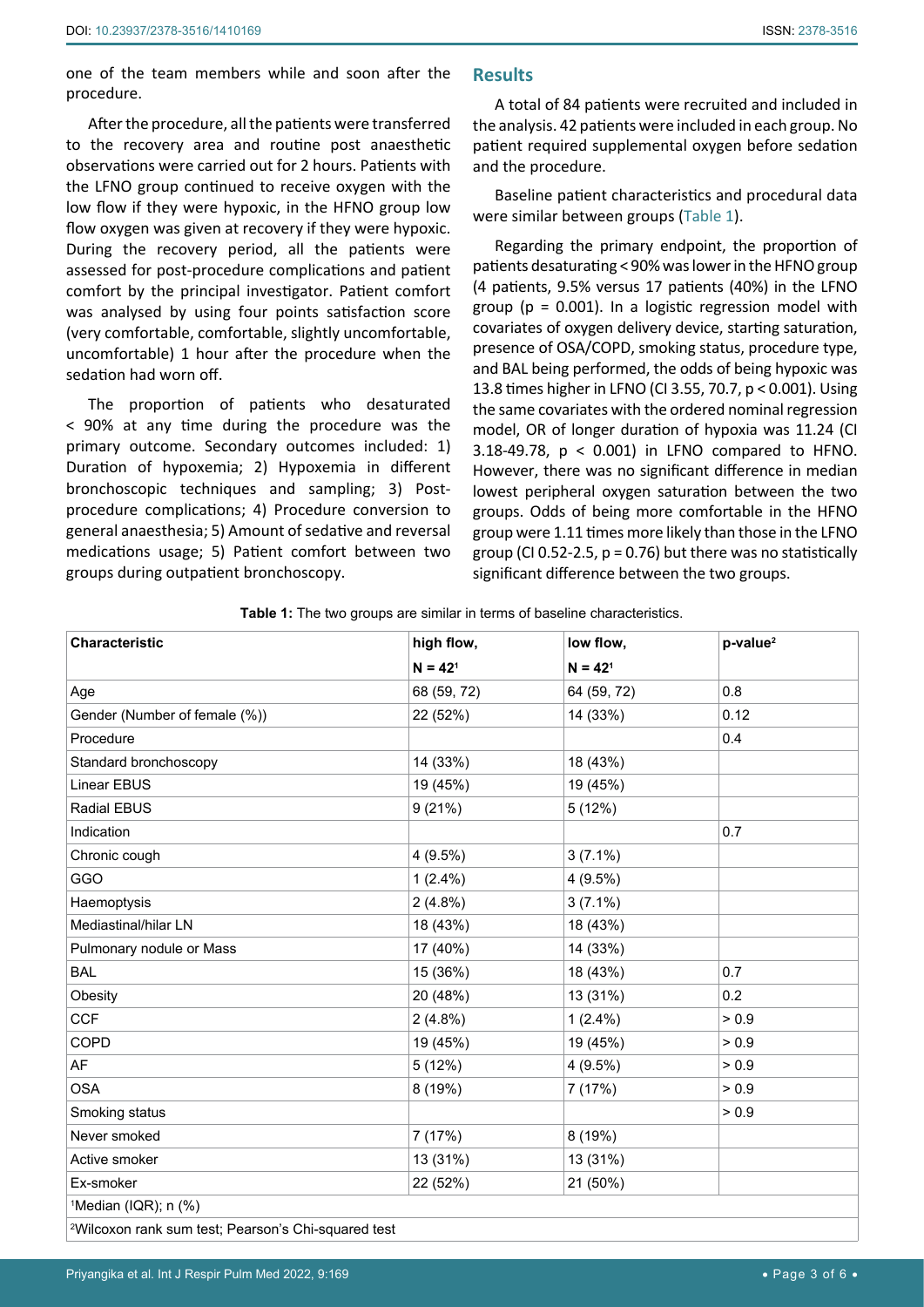one of the team members while and soon after the procedure.

After the procedure, all the patients were transferred to the recovery area and routine post anaesthetic observations were carried out for 2 hours. Patients with the LFNO group continued to receive oxygen with the low flow if they were hypoxic, in the HFNO group low flow oxygen was given at recovery if they were hypoxic. During the recovery period, all the patients were assessed for post-procedure complications and patient comfort by the principal investigator. Patient comfort was analysed by using four points satisfaction score (very comfortable, comfortable, slightly uncomfortable, uncomfortable) 1 hour after the procedure when the sedation had worn off.

The proportion of patients who desaturated < 90% at any time during the procedure was the primary outcome. Secondary outcomes included: 1) Duration of hypoxemia; 2) Hypoxemia in different bronchoscopic techniques and sampling; 3) Post-procedure complications; 4) Procedure conversion to general anaesthesia; 5) Amount of sedative and reversal medications usage; 5) Patient comfort between two groups during outpatient bronchoscopy.

## Results

A total of 84 patients were recruited and included in the analysis. 42 patients were included in each group. No patient required supplemental oxygen before sedation and the procedure.

Baseline patient characteristics and procedural data were similar between groups (Table 1).

Regarding the primary endpoint, the proportion of patients desaturating < 90% was lower in the HFNO group (4 patients, 9.5% versus 17 patients (40%) in the LFNO group (p = 0.001). In a logistic regression model with covariates of oxygen delivery device, starting saturation, presence of OSA/COPD, smoking status, procedure type, and BAL being performed, the odds of being hypoxic was 13.8 times higher in LFNO (CI 3.55, 70.7, p < 0.001). Using the same covariates with the ordered nominal regression model, OR of longer duration of hypoxia was 11.24 (CI 3.18-49.78, p < 0.001) in LFNO compared to HFNO. However, there was no significant difference in median lowest peripheral oxygen saturation between the two groups. Odds of being more comfortable in the HFNO group were 1.11 times more likely than those in the LFNO group (CI 0.52-2.5, p = 0.76) but there was no statistically significant difference between the two groups.

**Table 1:** The two groups are similar in terms of baseline characteristics.

| Characteristic | high flow, N = 42[1] | low flow, N = 42[1] | p-value[2] |
|---|---|---|---|
| Age | 68 (59, 72) | 64 (59, 72) | 0.8 |
| Gender (Number of female (%)) | 22 (52%) | 14 (33%) | 0.12 |
| Procedure | | | 0.4 |
| Standard bronchoscopy | 14 (33%) | 18 (43%) | |
| Linear EBUS | 19 (45%) | 19 (45%) | |
| Radial EBUS | 9 (21%) | 5 (12%) | |
| Indication | | | 0.7 |
| Chronic cough | 4 (9.5%) | 3 (7.1%) | |
| GGO | 1 (2.4%) | 4 (9.5%) | |
| Haemoptysis | 2 (4.8%) | 3 (7.1%) | |
| Mediastinal/hilar LN | 18 (43%) | 18 (43%) | |
| Pulmonary nodule or Mass | 17 (40%) | 14 (33%) | |
| BAL | 15 (36%) | 18 (43%) | 0.7 |
| Obesity | 20 (48%) | 13 (31%) | 0.2 |
| CCF | 2 (4.8%) | 1 (2.4%) | > 0.9 |
| COPD | 19 (45%) | 19 (45%) | > 0.9 |
| AF | 5 (12%) | 4 (9.5%) | > 0.9 |
| OSA | 8 (19%) | 7 (17%) | > 0.9 |
| Smoking status | | | > 0.9 |
| Never smoked | 7 (17%) | 8 (19%) | |
| Active smoker | 13 (31%) | 13 (31%) | |
| Ex-smoker | 22 (52%) | 21 (50%) | |

[1]Median (IQR); n (%)

[2]Wilcoxon rank sum test; Pearson's Chi-squared test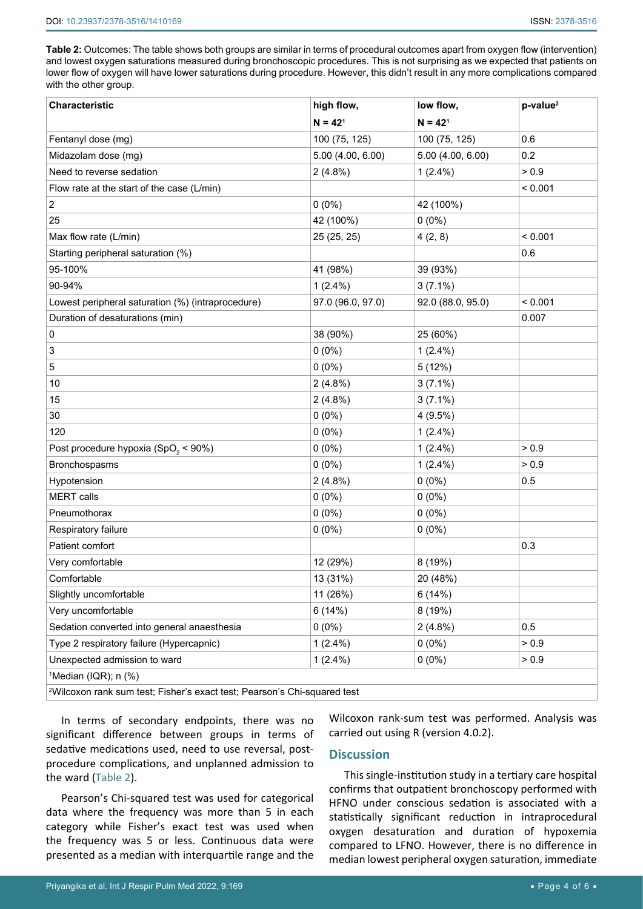**Table 2:** Outcomes: The table shows both groups are similar in terms of procedural outcomes apart from oxygen flow (intervention) and lowest oxygen saturations measured during bronchoscopic procedures. This is not surprising as we expected that patients on lower flow of oxygen will have lower saturations during procedure. However, this didn't result in any more complications compared with the other group.

| Characteristic | high flow, N = 42[1] | low flow, N = 42[1] | p-value[2] |
|---|---|---|---|
| Fentanyl dose (mg) | 100 (75, 125) | 100 (75, 125) | 0.6 |
| Midazolam dose (mg) | 5.00 (4.00, 6.00) | 5.00 (4.00, 6.00) | 0.2 |
| Need to reverse sedation | 2 (4.8%) | 1 (2.4%) | > 0.9 |
| Flow rate at the start of the case (L/min) | | | < 0.001 |
| 2 | 0 (0%) | 42 (100%) | |
| 25 | 42 (100%) | 0 (0%) | |
| Max flow rate (L/min) | 25 (25, 25) | 4 (2, 8) | < 0.001 |
| Starting peripheral saturation (%) | | | 0.6 |
| 95-100% | 41 (98%) | 39 (93%) | |
| 90-94% | 1 (2.4%) | 3 (7.1%) | |
| Lowest peripheral saturation (%) (intraprocedure) | 97.0 (96.0, 97.0) | 92.0 (88.0, 95.0) | < 0.001 |
| Duration of desaturations (min) | | | 0.007 |
| 0 | 38 (90%) | 25 (60%) | |
| 3 | 0 (0%) | 1 (2.4%) | |
| 5 | 0 (0%) | 5 (12%) | |
| 10 | 2 (4.8%) | 3 (7.1%) | |
| 15 | 2 (4.8%) | 3 (7.1%) | |
| 30 | 0 (0%) | 4 (9.5%) | |
| 120 | 0 (0%) | 1 (2.4%) | |
| Post procedure hypoxia ($SpO_2$ < 90%) | 0 (0%) | 1 (2.4%) | > 0.9 |
| Bronchospasms | 0 (0%) | 1 (2.4%) | > 0.9 |
| Hypotension | 2 (4.8%) | 0 (0%) | 0.5 |
| MERT calls | 0 (0%) | 0 (0%) | |
| Pneumothorax | 0 (0%) | 0 (0%) | |
| Respiratory failure | 0 (0%) | 0 (0%) | |
| Patient comfort | | | 0.3 |
| Very comfortable | 12 (29%) | 8 (19%) | |
| Comfortable | 13 (31%) | 20 (48%) | |
| Slightly uncomfortable | 11 (26%) | 6 (14%) | |
| Very uncomfortable | 6 (14%) | 8 (19%) | |
| Sedation converted into general anaesthesia | 0 (0%) | 2 (4.8%) | 0.5 |
| Type 2 respiratory failure (Hypercapnic) | 1 (2.4%) | 0 (0%) | > 0.9 |
| Unexpected admission to ward | 1 (2.4%) | 0 (0%) | > 0.9 |

[1]Median (IQR); n (%)

[2]Wilcoxon rank sum test; Fisher's exact test; Pearson's Chi-squared test

In terms of secondary endpoints, there was no significant difference between groups in terms of sedative medications used, need to use reversal, post-procedure complications, and unplanned admission to the ward (Table 2).

Pearson's Chi-squared test was used for categorical data where the frequency was more than 5 in each category while Fisher's exact test was used when the frequency was 5 or less. Continuous data were presented as a median with interquartile range and the Wilcoxon rank-sum test was performed. Analysis was carried out using R (version 4.0.2).

## Discussion

This single-institution study in a tertiary care hospital confirms that outpatient bronchoscopy performed with HFNO under conscious sedation is associated with a statistically significant reduction in intraprocedural oxygen desaturation and duration of hypoxemia compared to LFNO. However, there is no difference in median lowest peripheral oxygen saturation, immediate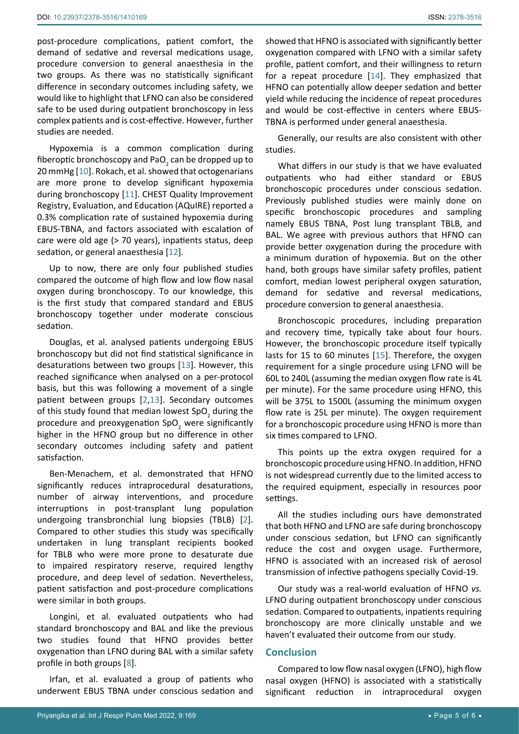post-procedure complications, patient comfort, the demand of sedative and reversal medications usage, procedure conversion to general anaesthesia in the two groups. As there was no statistically significant difference in secondary outcomes including safety, we would like to highlight that LFNO can also be considered safe to be used during outpatient bronchoscopy in less complex patients and is cost-effective. However, further studies are needed.

Hypoxemia is a common complication during fiberoptic bronchoscopy and $PaO_2$ can be dropped up to 20 mmHg [10]. Rokach, et al. showed that octogenarians are more prone to develop significant hypoxemia during bronchoscopy [11]. CHEST Quality Improvement Registry, Evaluation, and Education (AQuIRE) reported a 0.3% complication rate of sustained hypoxemia during EBUS-TBNA, and factors associated with escalation of care were old age (> 70 years), inpatients status, deep sedation, or general anaesthesia [12].

Up to now, there are only four published studies compared the outcome of high flow and low flow nasal oxygen during bronchoscopy. To our knowledge, this is the first study that compared standard and EBUS bronchoscopy together under moderate conscious sedation.

Douglas, et al. analysed patients undergoing EBUS bronchoscopy but did not find statistical significance in desaturations between two groups [13]. However, this reached significance when analysed on a per-protocol basis, but this was following a movement of a single patient between groups [2,13]. Secondary outcomes of this study found that median lowest $SpO_2$ during the procedure and preoxygenation $SpO_2$ were significantly higher in the HFNO group but no difference in other secondary outcomes including safety and patient satisfaction.

Ben-Menachem, et al. demonstrated that HFNO significantly reduces intraprocedural desaturations, number of airway interventions, and procedure interruptions in post-transplant lung population undergoing transbronchial lung biopsies (TBLB) [2]. Compared to other studies this study was specifically undertaken in lung transplant recipients booked for TBLB who were more prone to desaturate due to impaired respiratory reserve, required lengthy procedure, and deep level of sedation. Nevertheless, patient satisfaction and post-procedure complications were similar in both groups.

Longini, et al. evaluated outpatients who had standard bronchoscopy and BAL and like the previous two studies found that HFNO provides better oxygenation than LFNO during BAL with a similar safety profile in both groups [8].

Irfan, et al. evaluated a group of patients who underwent EBUS TBNA under conscious sedation and showed that HFNO is associated with significantly better oxygenation compared with LFNO with a similar safety profile, patient comfort, and their willingness to return for a repeat procedure [14]. They emphasized that HFNO can potentially allow deeper sedation and better yield while reducing the incidence of repeat procedures and would be cost-effective in centers where EBUS-TBNA is performed under general anaesthesia.

Generally, our results are also consistent with other studies.

What differs in our study is that we have evaluated outpatients who had either standard or EBUS bronchoscopic procedures under conscious sedation. Previously published studies were mainly done on specific bronchoscopic procedures and sampling namely EBUS TBNA, Post lung transplant TBLB, and BAL. We agree with previous authors that HFNO can provide better oxygenation during the procedure with a minimum duration of hypoxemia. But on the other hand, both groups have similar safety profiles, patient comfort, median lowest peripheral oxygen saturation, demand for sedative and reversal medications, procedure conversion to general anaesthesia.

Bronchoscopic procedures, including preparation and recovery time, typically take about four hours. However, the bronchoscopic procedure itself typically lasts for 15 to 60 minutes [15]. Therefore, the oxygen requirement for a single procedure using LFNO will be 60L to 240L (assuming the median oxygen flow rate is 4L per minute). For the same procedure using HFNO, this will be 375L to 1500L (assuming the minimum oxygen flow rate is 25L per minute). The oxygen requirement for a bronchoscopic procedure using HFNO is more than six times compared to LFNO.

This points up the extra oxygen required for a bronchoscopic procedure using HFNO. In addition, HFNO is not widespread currently due to the limited access to the required equipment, especially in resources poor settings.

All the studies including ours have demonstrated that both HFNO and LFNO are safe during bronchoscopy under conscious sedation, but LFNO can significantly reduce the cost and oxygen usage. Furthermore, HFNO is associated with an increased risk of aerosol transmission of infective pathogens specially Covid-19.

Our study was a real-world evaluation of HFNO *vs.* LFNO during outpatient bronchoscopy under conscious sedation. Compared to outpatients, inpatients requiring bronchoscopy are more clinically unstable and we haven't evaluated their outcome from our study.

## Conclusion

Compared to low flow nasal oxygen (LFNO), high flow nasal oxygen (HFNO) is associated with a statistically significant reduction in intraprocedural oxygen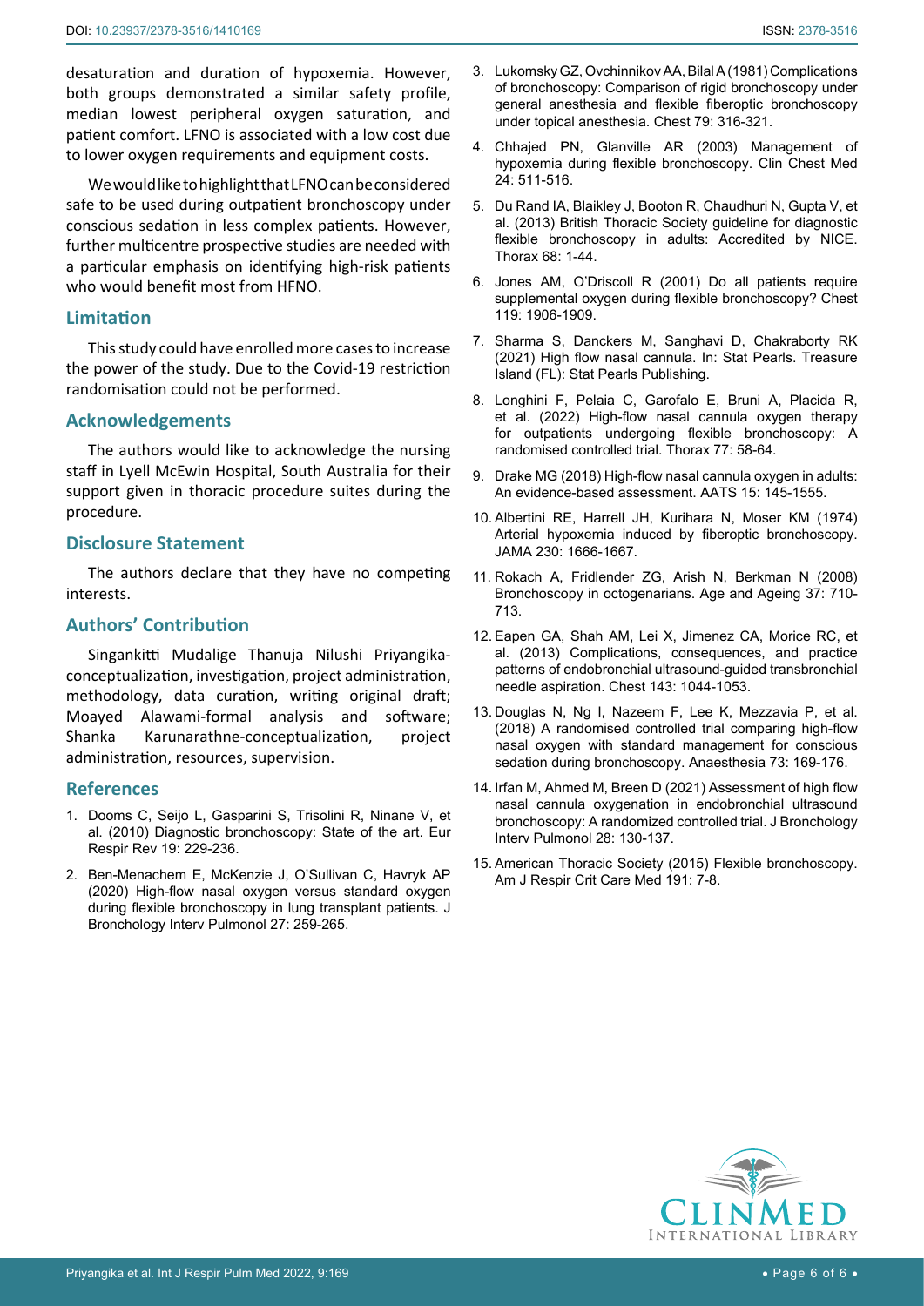desaturation and duration of hypoxemia. However, both groups demonstrated a similar safety profile, median lowest peripheral oxygen saturation, and patient comfort. LFNO is associated with a low cost due to lower oxygen requirements and equipment costs.

We would like to highlight that LFNO can be considered safe to be used during outpatient bronchoscopy under conscious sedation in less complex patients. However, further multicentre prospective studies are needed with a particular emphasis on identifying high-risk patients who would benefit most from HFNO.

## Limitation

This study could have enrolled more cases to increase the power of the study. Due to the Covid-19 restriction randomisation could not be performed.

## Acknowledgements

The authors would like to acknowledge the nursing staff in Lyell McEwin Hospital, South Australia for their support given in thoracic procedure suites during the procedure.

## Disclosure Statement

The authors declare that they have no competing interests.

## Authors' Contribution

Singankitti Mudalige Thanuja Nilushi Priyangika-conceptualization, investigation, project administration, methodology, data curation, writing original draft; Moayed Alawami-formal analysis and software; Shanka Karunarathne-conceptualization, project administration, resources, supervision.

## References

1. Dooms C, Seijo L, Gasparini S, Trisolini R, Ninane V, et al. (2010) Diagnostic bronchoscopy: State of the art. Eur Respir Rev 19: 229-236.
2. Ben-Menachem E, McKenzie J, O'Sullivan C, Havryk AP (2020) High-flow nasal oxygen versus standard oxygen during flexible bronchoscopy in lung transplant patients. J Bronchology Interv Pulmonol 27: 259-265.
3. Lukomsky GZ, Ovchinnikov AA, Bilal A (1981) Complications of bronchoscopy: Comparison of rigid bronchoscopy under general anesthesia and flexible fiberoptic bronchoscopy under topical anesthesia. Chest 79: 316-321.
4. Chhajed PN, Glanville AR (2003) Management of hypoxemia during flexible bronchoscopy. Clin Chest Med 24: 511-516.
5. Du Rand IA, Blaikley J, Booton R, Chaudhuri N, Gupta V, et al. (2013) British Thoracic Society guideline for diagnostic flexible bronchoscopy in adults: Accredited by NICE. Thorax 68: 1-44.
6. Jones AM, O'Driscoll R (2001) Do all patients require supplemental oxygen during flexible bronchoscopy? Chest 119: 1906-1909.
7. Sharma S, Danckers M, Sanghavi D, Chakraborty RK (2021) High flow nasal cannula. In: Stat Pearls. Treasure Island (FL): Stat Pearls Publishing.
8. Longhini F, Pelaia C, Garofalo E, Bruni A, Placida R, et al. (2022) High-flow nasal cannula oxygen therapy for outpatients undergoing flexible bronchoscopy: A randomised controlled trial. Thorax 77: 58-64.
9. Drake MG (2018) High-flow nasal cannula oxygen in adults: An evidence-based assessment. AATS 15: 145-1555.
10. Albertini RE, Harrell JH, Kurihara N, Moser KM (1974) Arterial hypoxemia induced by fiberoptic bronchoscopy. JAMA 230: 1666-1667.
11. Rokach A, Fridlender ZG, Arish N, Berkman N (2008) Bronchoscopy in octogenarians. Age and Ageing 37: 710-713.
12. Eapen GA, Shah AM, Lei X, Jimenez CA, Morice RC, et al. (2013) Complications, consequences, and practice patterns of endobronchial ultrasound-guided transbronchial needle aspiration. Chest 143: 1044-1053.
13. Douglas N, Ng I, Nazeem F, Lee K, Mezzavia P, et al. (2018) A randomised controlled trial comparing high-flow nasal oxygen with standard management for conscious sedation during bronchoscopy. Anaesthesia 73: 169-176.
14. Irfan M, Ahmed M, Breen D (2021) Assessment of high flow nasal cannula oxygenation in endobronchial ultrasound bronchoscopy: A randomized controlled trial. J Bronchology Interv Pulmonol 28: 130-137.
15. American Thoracic Society (2015) Flexible bronchoscopy. Am J Respir Crit Care Med 191: 7-8.